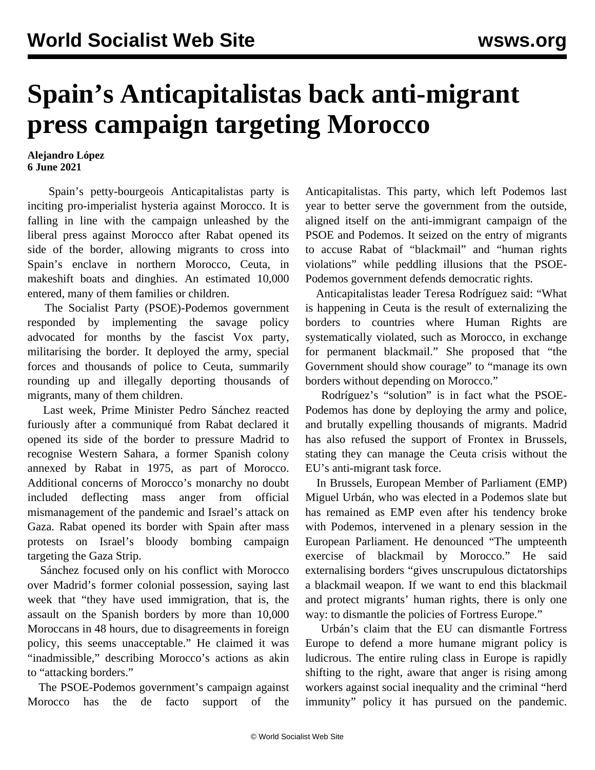# Spain's Anticapitalistas back anti-migrant press campaign targeting Morocco

**Alejandro López**
**6 June 2021**

Spain's petty-bourgeois Anticapitalistas party is inciting pro-imperialist hysteria against Morocco. It is falling in line with the campaign unleashed by the liberal press against Morocco after Rabat opened its side of the border, allowing migrants to cross into Spain's enclave in northern Morocco, Ceuta, in makeshift boats and dinghies. An estimated 10,000 entered, many of them families or children.

The Socialist Party (PSOE)-Podemos government responded by implementing the savage policy advocated for months by the fascist Vox party, militarising the border. It deployed the army, special forces and thousands of police to Ceuta, summarily rounding up and illegally deporting thousands of migrants, many of them children.

Last week, Prime Minister Pedro Sánchez reacted furiously after a communiqué from Rabat declared it opened its side of the border to pressure Madrid to recognise Western Sahara, a former Spanish colony annexed by Rabat in 1975, as part of Morocco. Additional concerns of Morocco's monarchy no doubt included deflecting mass anger from official mismanagement of the pandemic and Israel's attack on Gaza. Rabat opened its border with Spain after mass protests on Israel's bloody bombing campaign targeting the Gaza Strip.

Sánchez focused only on his conflict with Morocco over Madrid's former colonial possession, saying last week that "they have used immigration, that is, the assault on the Spanish borders by more than 10,000 Moroccans in 48 hours, due to disagreements in foreign policy, this seems unacceptable." He claimed it was "inadmissible," describing Morocco's actions as akin to "attacking borders."

The PSOE-Podemos government's campaign against Morocco has the de facto support of the Anticapitalistas. This party, which left Podemos last year to better serve the government from the outside, aligned itself on the anti-immigrant campaign of the PSOE and Podemos. It seized on the entry of migrants to accuse Rabat of "blackmail" and "human rights violations" while peddling illusions that the PSOE-Podemos government defends democratic rights.

Anticapitalistas leader Teresa Rodríguez said: "What is happening in Ceuta is the result of externalizing the borders to countries where Human Rights are systematically violated, such as Morocco, in exchange for permanent blackmail." She proposed that "the Government should show courage" to "manage its own borders without depending on Morocco."

Rodríguez's "solution" is in fact what the PSOE-Podemos has done by deploying the army and police, and brutally expelling thousands of migrants. Madrid has also refused the support of Frontex in Brussels, stating they can manage the Ceuta crisis without the EU's anti-migrant task force.

In Brussels, European Member of Parliament (EMP) Miguel Urbán, who was elected in a Podemos slate but has remained as EMP even after his tendency broke with Podemos, intervened in a plenary session in the European Parliament. He denounced "The umpteenth exercise of blackmail by Morocco." He said externalising borders "gives unscrupulous dictatorships a blackmail weapon. If we want to end this blackmail and protect migrants' human rights, there is only one way: to dismantle the policies of Fortress Europe."

Urbán's claim that the EU can dismantle Fortress Europe to defend a more humane migrant policy is ludicrous. The entire ruling class in Europe is rapidly shifting to the right, aware that anger is rising among workers against social inequality and the criminal "herd immunity" policy it has pursued on the pandemic.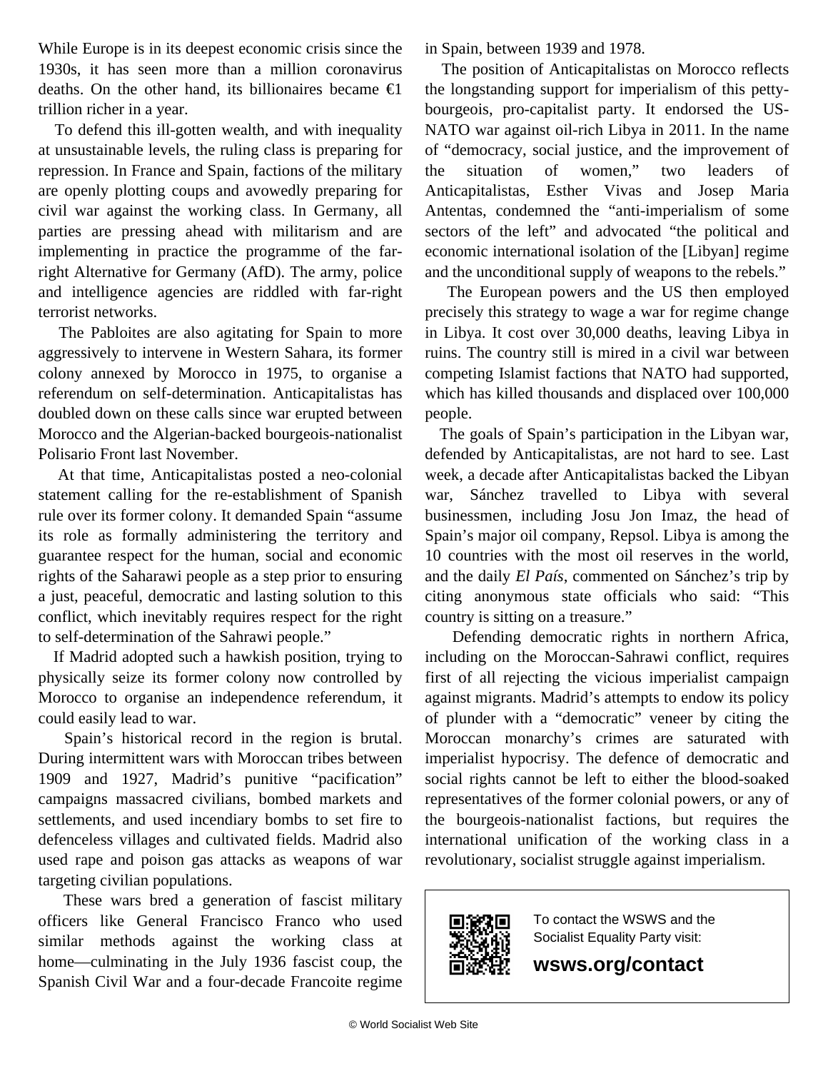While Europe is in its deepest economic crisis since the 1930s, it has seen more than a million coronavirus deaths. On the other hand, its billionaires became €1 trillion richer in a year.

To defend this ill-gotten wealth, and with inequality at unsustainable levels, the ruling class is preparing for repression. In France and Spain, factions of the military are openly plotting coups and avowedly preparing for civil war against the working class. In Germany, all parties are pressing ahead with militarism and are implementing in practice the programme of the far-right Alternative for Germany (AfD). The army, police and intelligence agencies are riddled with far-right terrorist networks.

The Pabloites are also agitating for Spain to more aggressively to intervene in Western Sahara, its former colony annexed by Morocco in 1975, to organise a referendum on self-determination. Anticapitalistas has doubled down on these calls since war erupted between Morocco and the Algerian-backed bourgeois-nationalist Polisario Front last November.

At that time, Anticapitalistas posted a neo-colonial statement calling for the re-establishment of Spanish rule over its former colony. It demanded Spain "assume its role as formally administering the territory and guarantee respect for the human, social and economic rights of the Saharawi people as a step prior to ensuring a just, peaceful, democratic and lasting solution to this conflict, which inevitably requires respect for the right to self-determination of the Sahrawi people."

If Madrid adopted such a hawkish position, trying to physically seize its former colony now controlled by Morocco to organise an independence referendum, it could easily lead to war.

Spain's historical record in the region is brutal. During intermittent wars with Moroccan tribes between 1909 and 1927, Madrid's punitive "pacification" campaigns massacred civilians, bombed markets and settlements, and used incendiary bombs to set fire to defenceless villages and cultivated fields. Madrid also used rape and poison gas attacks as weapons of war targeting civilian populations.

These wars bred a generation of fascist military officers like General Francisco Franco who used similar methods against the working class at home—culminating in the July 1936 fascist coup, the Spanish Civil War and a four-decade Francoite regime in Spain, between 1939 and 1978.

The position of Anticapitalistas on Morocco reflects the longstanding support for imperialism of this petty-bourgeois, pro-capitalist party. It endorsed the US-NATO war against oil-rich Libya in 2011. In the name of "democracy, social justice, and the improvement of the situation of women," two leaders of Anticapitalistas, Esther Vivas and Josep Maria Antentas, condemned the "anti-imperialism of some sectors of the left" and advocated "the political and economic international isolation of the [Libyan] regime and the unconditional supply of weapons to the rebels."

The European powers and the US then employed precisely this strategy to wage a war for regime change in Libya. It cost over 30,000 deaths, leaving Libya in ruins. The country still is mired in a civil war between competing Islamist factions that NATO had supported, which has killed thousands and displaced over 100,000 people.

The goals of Spain's participation in the Libyan war, defended by Anticapitalistas, are not hard to see. Last week, a decade after Anticapitalistas backed the Libyan war, Sánchez travelled to Libya with several businessmen, including Josu Jon Imaz, the head of Spain's major oil company, Repsol. Libya is among the 10 countries with the most oil reserves in the world, and the daily *El País*, commented on Sánchez's trip by citing anonymous state officials who said: "This country is sitting on a treasure."

Defending democratic rights in northern Africa, including on the Moroccan-Sahrawi conflict, requires first of all rejecting the vicious imperialist campaign against migrants. Madrid's attempts to endow its policy of plunder with a "democratic" veneer by citing the Moroccan monarchy's crimes are saturated with imperialist hypocrisy. The defence of democratic and social rights cannot be left to either the blood-soaked representatives of the former colonial powers, or any of the bourgeois-nationalist factions, but requires the international unification of the working class in a revolutionary, socialist struggle against imperialism.

To contact the WSWS and the Socialist Equality Party visit:

**wsws.org/contact**